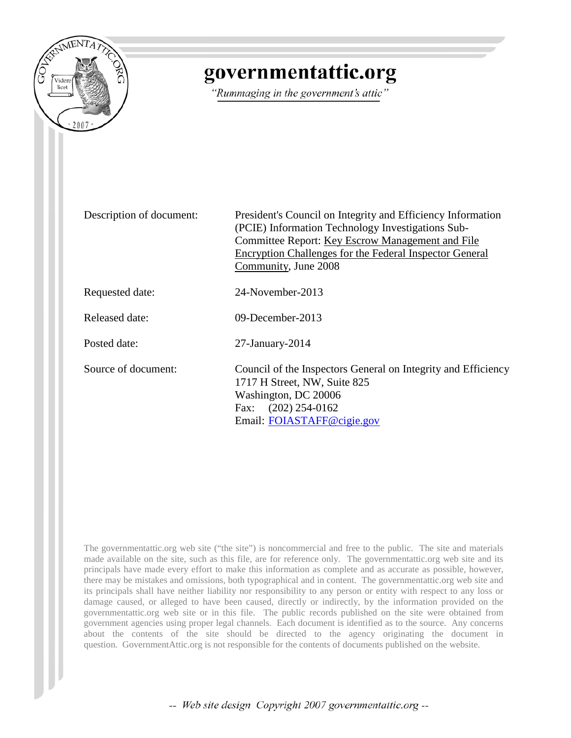# governmentattic.org

*"Rummaging in the government's attic"*

| | |
|---|---|
| Description of document: | President's Council on Integrity and Efficiency Information (PCIE) Information Technology Investigations Sub-Committee Report: Key Escrow Management and File Encryption Challenges for the Federal Inspector General Community, June 2008 |
| Requested date: | 24-November-2013 |
| Released date: | 09-December-2013 |
| Posted date: | 27-January-2014 |
| Source of document: | Council of the Inspectors General on Integrity and Efficiency<br>1717 H Street, NW, Suite 825<br>Washington, DC 20006<br>Fax: (202) 254-0162<br>Email: FOIASTAFF@cigie.gov |

The governmentattic.org web site ("the site") is noncommercial and free to the public. The site and materials made available on the site, such as this file, are for reference only. The governmentattic.org web site and its principals have made every effort to make this information as complete and as accurate as possible, however, there may be mistakes and omissions, both typographical and in content. The governmentattic.org web site and its principals shall have neither liability nor responsibility to any person or entity with respect to any loss or damage caused, or alleged to have been caused, directly or indirectly, by the information provided on the governmentattic.org web site or in this file. The public records published on the site were obtained from government agencies using proper legal channels. Each document is identified as to the source. Any concerns about the contents of the site should be directed to the agency originating the document in question. GovernmentAttic.org is not responsible for the contents of documents published on the website.

-- Web site design Copyright 2007 governmentattic.org --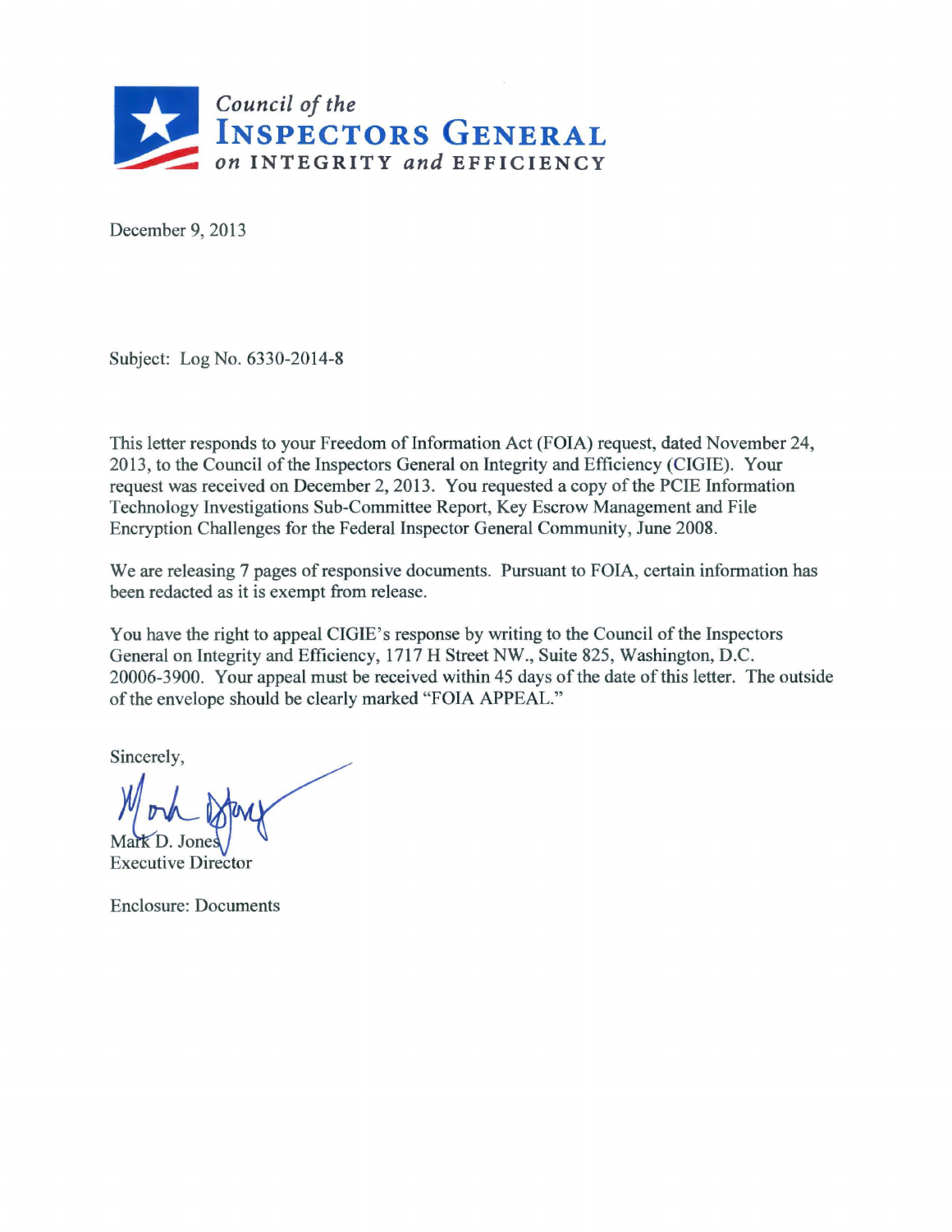**Council of the INSPECTORS GENERAL on INTEGRITY and EFFICIENCY**

December 9, 2013

Subject: Log No. 6330-2014-8

This letter responds to your Freedom of Information Act (FOIA) request, dated November 24, 2013, to the Council of the Inspectors General on Integrity and Efficiency (CIGIE). Your request was received on December 2, 2013. You requested a copy of the PCIE Information Technology Investigations Sub-Committee Report, Key Escrow Management and File Encryption Challenges for the Federal Inspector General Community, June 2008.

We are releasing 7 pages of responsive documents. Pursuant to FOIA, certain information has been redacted as it is exempt from release.

You have the right to appeal CIGIE's response by writing to the Council of the Inspectors General on Integrity and Efficiency, 1717 H Street NW., Suite 825, Washington, D.C. 20006-3900. Your appeal must be received within 45 days of the date of this letter. The outside of the envelope should be clearly marked "FOIA APPEAL."

Sincerely,

Mark D. Jones
Executive Director

Enclosure: Documents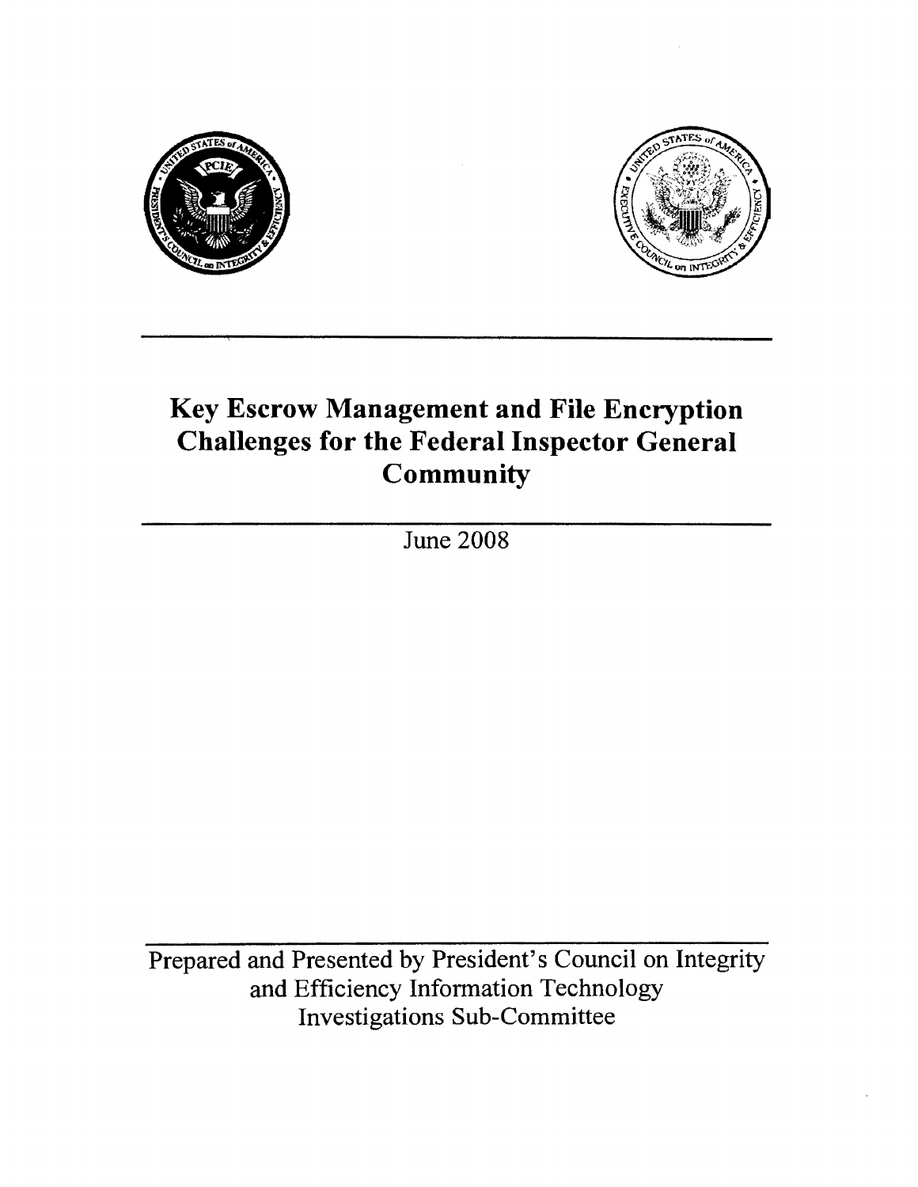# Key Escrow Management and File Encryption Challenges for the Federal Inspector General Community

June 2008

Prepared and Presented by President's Council on Integrity and Efficiency Information Technology Investigations Sub-Committee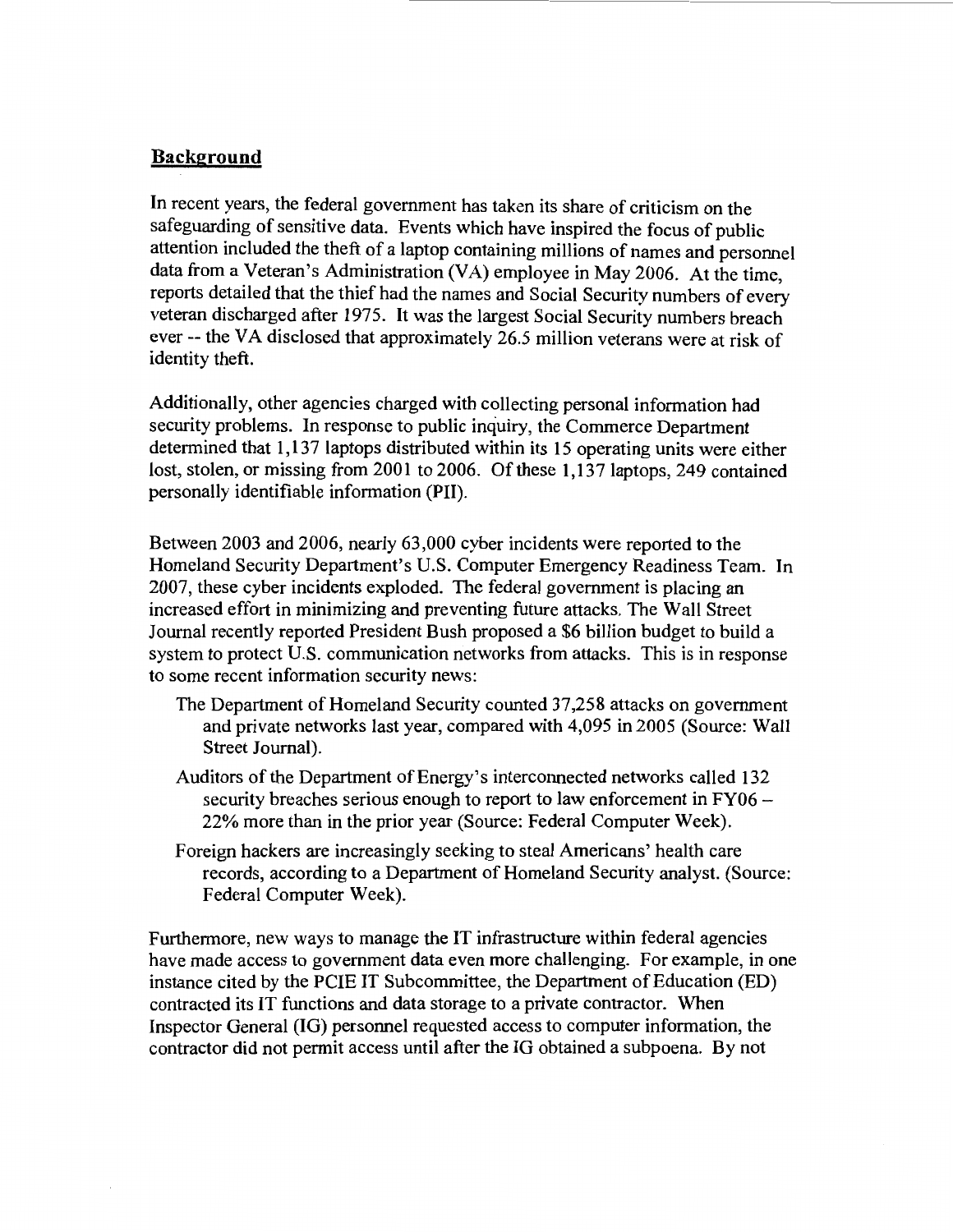## Background

In recent years, the federal government has taken its share of criticism on the safeguarding of sensitive data. Events which have inspired the focus of public attention included the theft of a laptop containing millions of names and personnel data from a Veteran's Administration (VA) employee in May 2006. At the time, reports detailed that the thief had the names and Social Security numbers of every veteran discharged after 1975. It was the largest Social Security numbers breach ever -- the VA disclosed that approximately 26.5 million veterans were at risk of identity theft.

Additionally, other agencies charged with collecting personal information had security problems. In response to public inquiry, the Commerce Department determined that 1,137 laptops distributed within its 15 operating units were either lost, stolen, or missing from 2001 to 2006. Of these 1,137 laptops, 249 contained personally identifiable information (PII).

Between 2003 and 2006, nearly 63,000 cyber incidents were reported to the Homeland Security Department's U.S. Computer Emergency Readiness Team. In 2007, these cyber incidents exploded. The federal government is placing an increased effort in minimizing and preventing future attacks. The Wall Street Journal recently reported President Bush proposed a $6 billion budget to build a system to protect U.S. communication networks from attacks. This is in response to some recent information security news:

- The Department of Homeland Security counted 37,258 attacks on government and private networks last year, compared with 4,095 in 2005 (Source: Wall Street Journal).
- Auditors of the Department of Energy's interconnected networks called 132 security breaches serious enough to report to law enforcement in FY06 – 22% more than in the prior year (Source: Federal Computer Week).
- Foreign hackers are increasingly seeking to steal Americans' health care records, according to a Department of Homeland Security analyst. (Source: Federal Computer Week).

Furthermore, new ways to manage the IT infrastructure within federal agencies have made access to government data even more challenging. For example, in one instance cited by the PCIE IT Subcommittee, the Department of Education (ED) contracted its IT functions and data storage to a private contractor. When Inspector General (IG) personnel requested access to computer information, the contractor did not permit access until after the IG obtained a subpoena. By not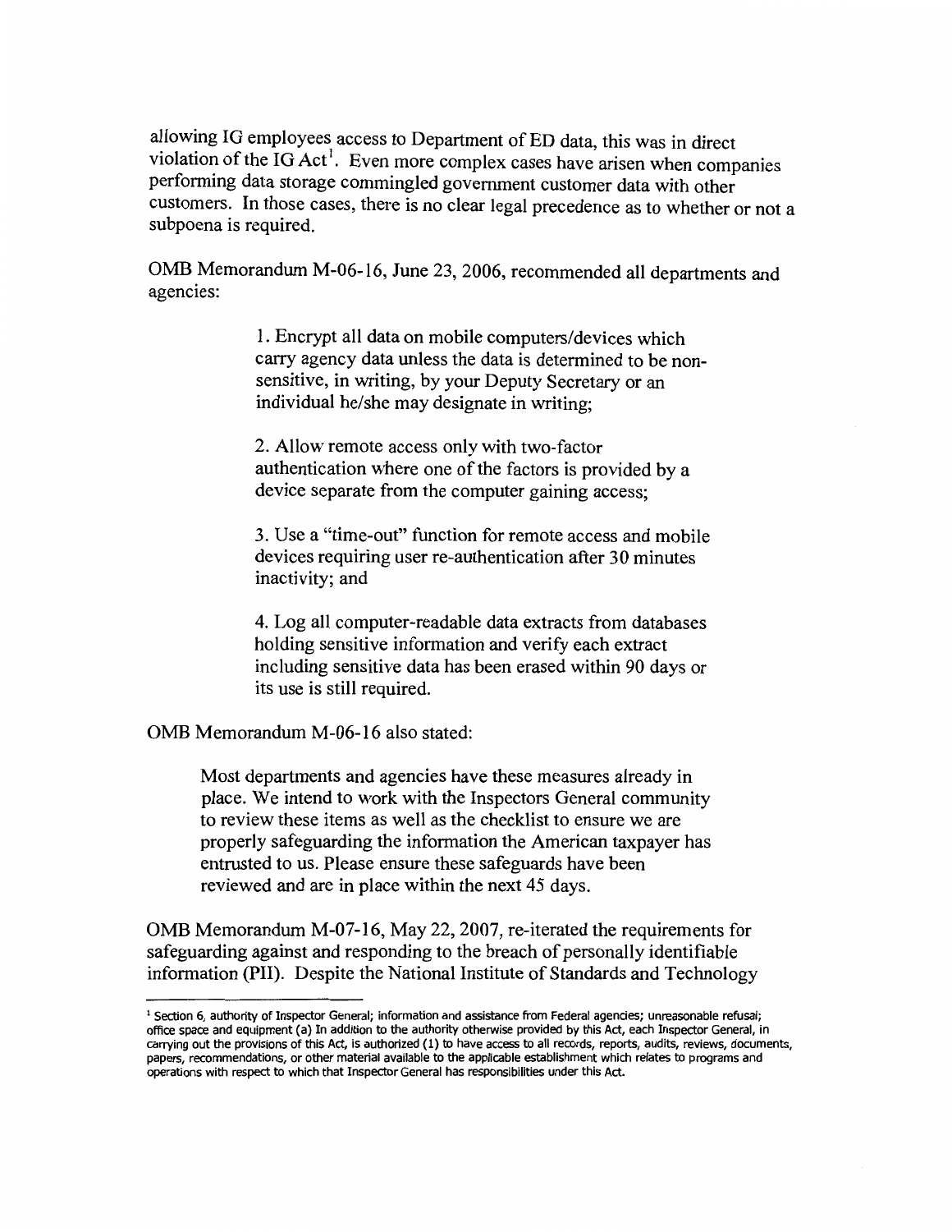allowing IG employees access to Department of ED data, this was in direct violation of the IG Act[1]. Even more complex cases have arisen when companies performing data storage commingled government customer data with other customers. In those cases, there is no clear legal precedence as to whether or not a subpoena is required.

OMB Memorandum M-06-16, June 23, 2006, recommended all departments and agencies:

> 1. Encrypt all data on mobile computers/devices which carry agency data unless the data is determined to be non-sensitive, in writing, by your Deputy Secretary or an individual he/she may designate in writing;
>
> 2. Allow remote access only with two-factor authentication where one of the factors is provided by a device separate from the computer gaining access;
>
> 3. Use a "time-out" function for remote access and mobile devices requiring user re-authentication after 30 minutes inactivity; and
>
> 4. Log all computer-readable data extracts from databases holding sensitive information and verify each extract including sensitive data has been erased within 90 days or its use is still required.

OMB Memorandum M-06-16 also stated:

> Most departments and agencies have these measures already in place. We intend to work with the Inspectors General community to review these items as well as the checklist to ensure we are properly safeguarding the information the American taxpayer has entrusted to us. Please ensure these safeguards have been reviewed and are in place within the next 45 days.

OMB Memorandum M-07-16, May 22, 2007, re-iterated the requirements for safeguarding against and responding to the breach of personally identifiable information (PII). Despite the National Institute of Standards and Technology

---

[1] Section 6, authority of Inspector General; information and assistance from Federal agencies; unreasonable refusal; office space and equipment (a) In addition to the authority otherwise provided by this Act, each Inspector General, in carrying out the provisions of this Act, is authorized (1) to have access to all records, reports, audits, reviews, documents, papers, recommendations, or other material available to the applicable establishment which relates to programs and operations with respect to which that Inspector General has responsibilities under this Act.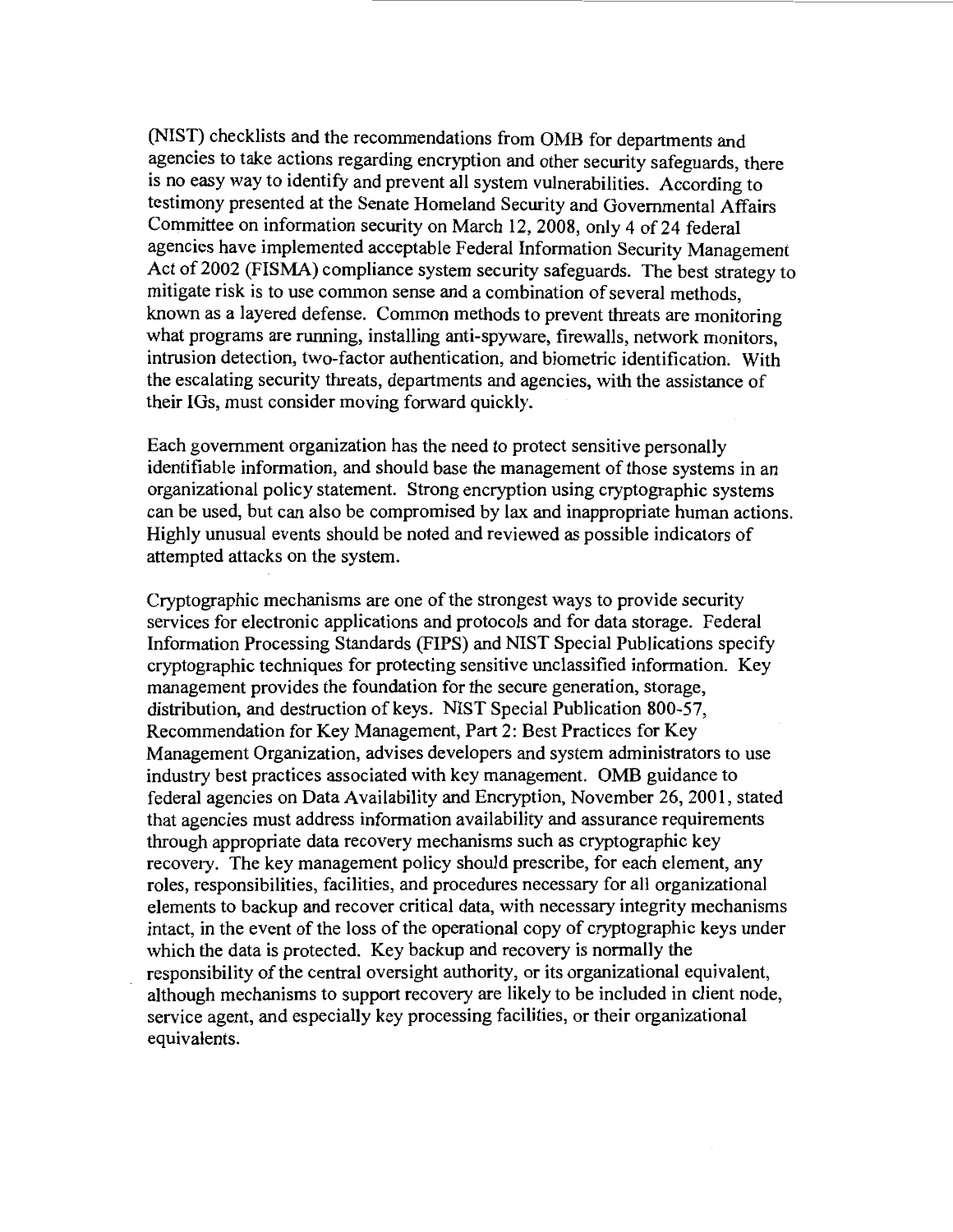(NIST) checklists and the recommendations from OMB for departments and agencies to take actions regarding encryption and other security safeguards, there is no easy way to identify and prevent all system vulnerabilities. According to testimony presented at the Senate Homeland Security and Governmental Affairs Committee on information security on March 12, 2008, only 4 of 24 federal agencies have implemented acceptable Federal Information Security Management Act of 2002 (FISMA) compliance system security safeguards. The best strategy to mitigate risk is to use common sense and a combination of several methods, known as a layered defense. Common methods to prevent threats are monitoring what programs are running, installing anti-spyware, firewalls, network monitors, intrusion detection, two-factor authentication, and biometric identification. With the escalating security threats, departments and agencies, with the assistance of their IGs, must consider moving forward quickly.

Each government organization has the need to protect sensitive personally identifiable information, and should base the management of those systems in an organizational policy statement. Strong encryption using cryptographic systems can be used, but can also be compromised by lax and inappropriate human actions. Highly unusual events should be noted and reviewed as possible indicators of attempted attacks on the system.

Cryptographic mechanisms are one of the strongest ways to provide security services for electronic applications and protocols and for data storage. Federal Information Processing Standards (FIPS) and NIST Special Publications specify cryptographic techniques for protecting sensitive unclassified information. Key management provides the foundation for the secure generation, storage, distribution, and destruction of keys. NIST Special Publication 800-57, Recommendation for Key Management, Part 2: Best Practices for Key Management Organization, advises developers and system administrators to use industry best practices associated with key management. OMB guidance to federal agencies on Data Availability and Encryption, November 26, 2001, stated that agencies must address information availability and assurance requirements through appropriate data recovery mechanisms such as cryptographic key recovery. The key management policy should prescribe, for each element, any roles, responsibilities, facilities, and procedures necessary for all organizational elements to backup and recover critical data, with necessary integrity mechanisms intact, in the event of the loss of the operational copy of cryptographic keys under which the data is protected. Key backup and recovery is normally the responsibility of the central oversight authority, or its organizational equivalent, although mechanisms to support recovery are likely to be included in client node, service agent, and especially key processing facilities, or their organizational equivalents.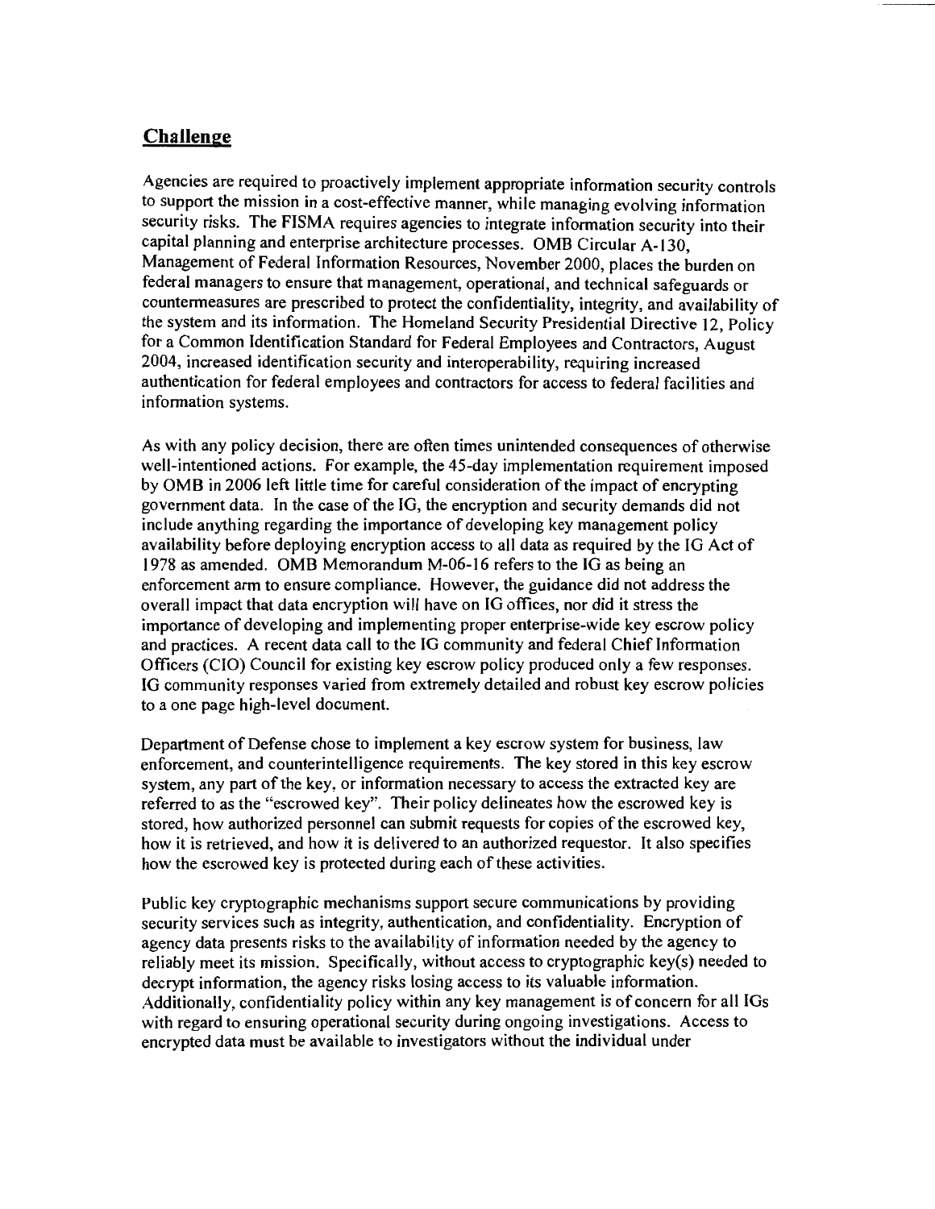## Challenge

Agencies are required to proactively implement appropriate information security controls to support the mission in a cost-effective manner, while managing evolving information security risks. The FISMA requires agencies to integrate information security into their capital planning and enterprise architecture processes. OMB Circular A-130, Management of Federal Information Resources, November 2000, places the burden on federal managers to ensure that management, operational, and technical safeguards or countermeasures are prescribed to protect the confidentiality, integrity, and availability of the system and its information. The Homeland Security Presidential Directive 12, Policy for a Common Identification Standard for Federal Employees and Contractors, August 2004, increased identification security and interoperability, requiring increased authentication for federal employees and contractors for access to federal facilities and information systems.

As with any policy decision, there are often times unintended consequences of otherwise well-intentioned actions. For example, the 45-day implementation requirement imposed by OMB in 2006 left little time for careful consideration of the impact of encrypting government data. In the case of the IG, the encryption and security demands did not include anything regarding the importance of developing key management policy availability before deploying encryption access to all data as required by the IG Act of 1978 as amended. OMB Memorandum M-06-16 refers to the IG as being an enforcement arm to ensure compliance. However, the guidance did not address the overall impact that data encryption will have on IG offices, nor did it stress the importance of developing and implementing proper enterprise-wide key escrow policy and practices. A recent data call to the IG community and federal Chief Information Officers (CIO) Council for existing key escrow policy produced only a few responses. IG community responses varied from extremely detailed and robust key escrow policies to a one page high-level document.

Department of Defense chose to implement a key escrow system for business, law enforcement, and counterintelligence requirements. The key stored in this key escrow system, any part of the key, or information necessary to access the extracted key are referred to as the "escrowed key". Their policy delineates how the escrowed key is stored, how authorized personnel can submit requests for copies of the escrowed key, how it is retrieved, and how it is delivered to an authorized requestor. It also specifies how the escrowed key is protected during each of these activities.

Public key cryptographic mechanisms support secure communications by providing security services such as integrity, authentication, and confidentiality. Encryption of agency data presents risks to the availability of information needed by the agency to reliably meet its mission. Specifically, without access to cryptographic key(s) needed to decrypt information, the agency risks losing access to its valuable information. Additionally, confidentiality policy within any key management is of concern for all IGs with regard to ensuring operational security during ongoing investigations. Access to encrypted data must be available to investigators without the individual under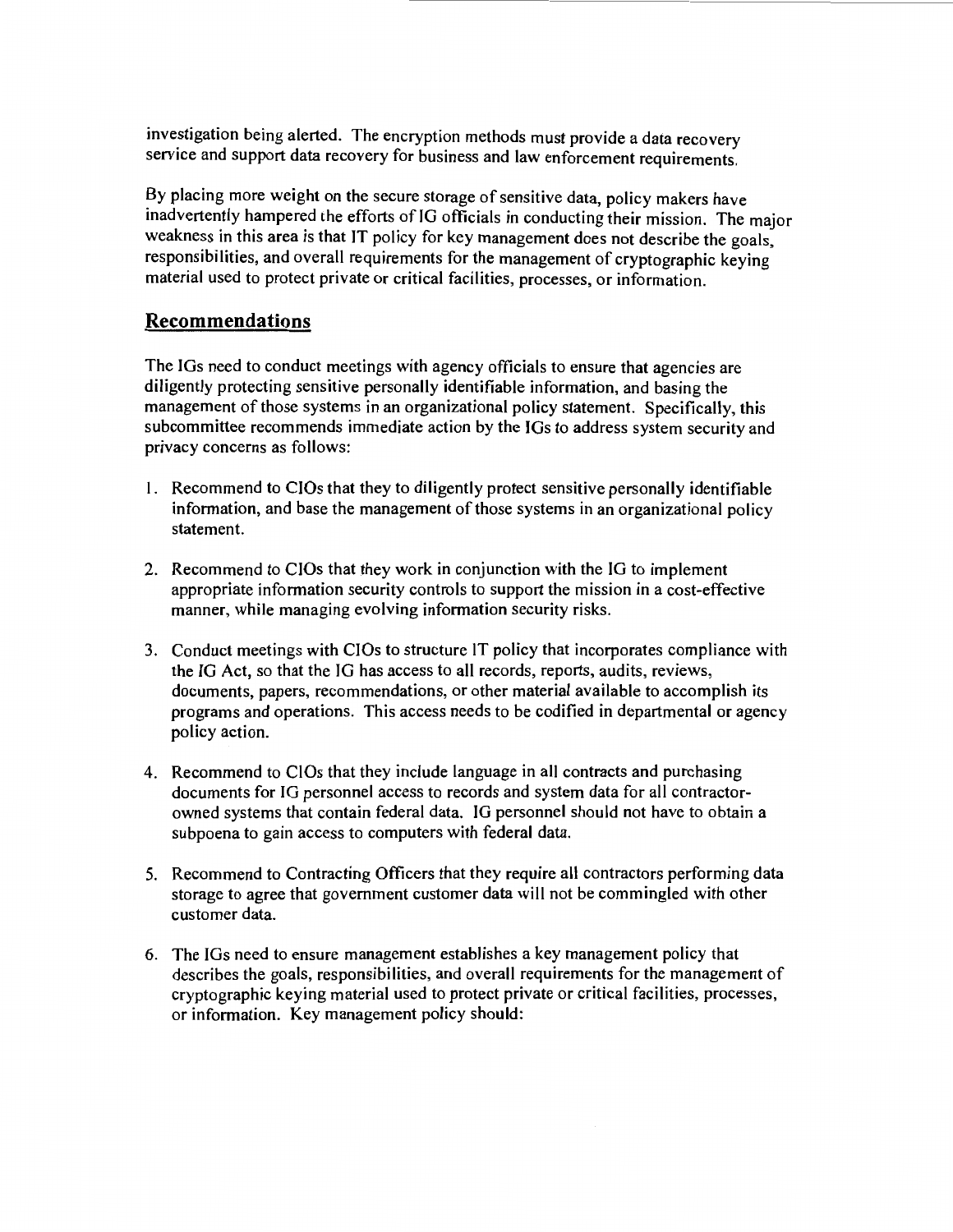investigation being alerted. The encryption methods must provide a data recovery service and support data recovery for business and law enforcement requirements.

By placing more weight on the secure storage of sensitive data, policy makers have inadvertently hampered the efforts of IG officials in conducting their mission. The major weakness in this area is that IT policy for key management does not describe the goals, responsibilities, and overall requirements for the management of cryptographic keying material used to protect private or critical facilities, processes, or information.

## Recommendations

The IGs need to conduct meetings with agency officials to ensure that agencies are diligently protecting sensitive personally identifiable information, and basing the management of those systems in an organizational policy statement. Specifically, this subcommittee recommends immediate action by the IGs to address system security and privacy concerns as follows:

1. Recommend to CIOs that they to diligently protect sensitive personally identifiable information, and base the management of those systems in an organizational policy statement.

2. Recommend to CIOs that they work in conjunction with the IG to implement appropriate information security controls to support the mission in a cost-effective manner, while managing evolving information security risks.

3. Conduct meetings with CIOs to structure IT policy that incorporates compliance with the IG Act, so that the IG has access to all records, reports, audits, reviews, documents, papers, recommendations, or other material available to accomplish its programs and operations. This access needs to be codified in departmental or agency policy action.

4. Recommend to CIOs that they include language in all contracts and purchasing documents for IG personnel access to records and system data for all contractor-owned systems that contain federal data. IG personnel should not have to obtain a subpoena to gain access to computers with federal data.

5. Recommend to Contracting Officers that they require all contractors performing data storage to agree that government customer data will not be commingled with other customer data.

6. The IGs need to ensure management establishes a key management policy that describes the goals, responsibilities, and overall requirements for the management of cryptographic keying material used to protect private or critical facilities, processes, or information. Key management policy should: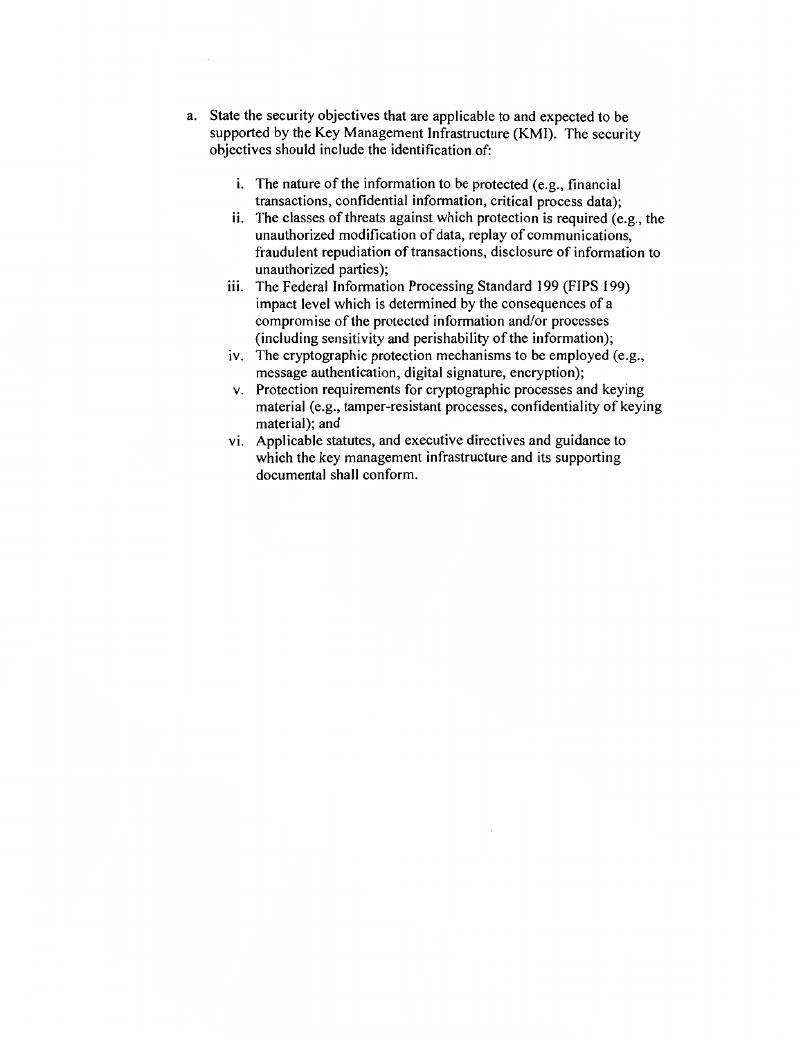a. State the security objectives that are applicable to and expected to be supported by the Key Management Infrastructure (KMI). The security objectives should include the identification of:

   i. The nature of the information to be protected (e.g., financial transactions, confidential information, critical process data);
   ii. The classes of threats against which protection is required (e.g., the unauthorized modification of data, replay of communications, fraudulent repudiation of transactions, disclosure of information to unauthorized parties);
   iii. The Federal Information Processing Standard 199 (FIPS 199) impact level which is determined by the consequences of a compromise of the protected information and/or processes (including sensitivity and perishability of the information);
   iv. The cryptographic protection mechanisms to be employed (e.g., message authentication, digital signature, encryption);
   v. Protection requirements for cryptographic processes and keying material (e.g., tamper-resistant processes, confidentiality of keying material); and
   vi. Applicable statutes, and executive directives and guidance to which the key management infrastructure and its supporting documental shall conform.